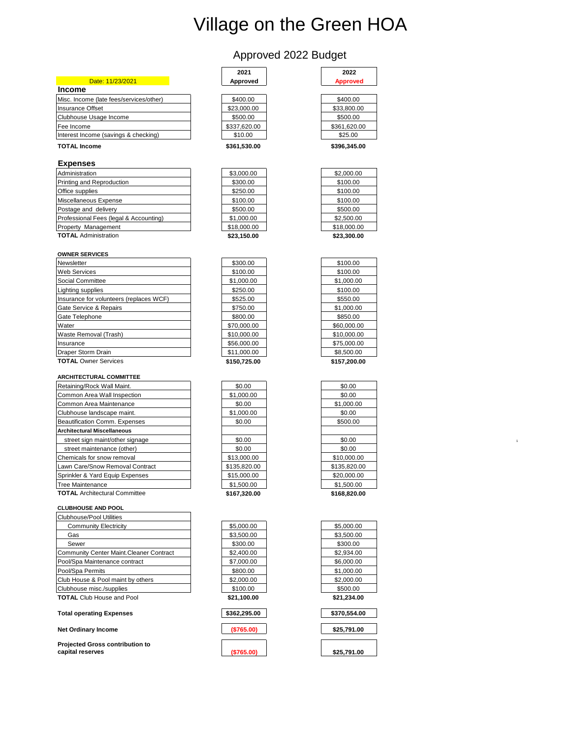# Village on the Green HOA

## Approved 2022 Budget

Date: 11/23/2021

| | 2021 Approved | 2022 Approved |
|---|---|---|
| **Income** | | |
| Misc. Income (late fees/services/other) | $400.00 | $400.00 |
| Insurance Offset | $23,000.00 | $33,800.00 |
| Clubhouse Usage Income | $500.00 | $500.00 |
| Fee Income | $337,620.00 | $361,620.00 |
| Interest Income (savings & checking) | $10.00 | $25.00 |
| **TOTAL Income** | **$361,530.00** | **$396,345.00** |
| **Expenses** | | |
| Administration | $3,000.00 | $2,000.00 |
| Printing and Reproduction | $300.00 | $100.00 |
| Office supplies | $250.00 | $100.00 |
| Miscellaneous Expense | $100.00 | $100.00 |
| Postage and delivery | $500.00 | $500.00 |
| Professional Fees (legal & Accounting) | $1,000.00 | $2,500.00 |
| Property Management | $18,000.00 | $18,000.00 |
| **TOTAL** Administration | **$23,150.00** | **$23,300.00** |
| **OWNER SERVICES** | | |
| Newsletter | $300.00 | $100.00 |
| Web Services | $100.00 | $100.00 |
| Social Committee | $1,000.00 | $1,000.00 |
| Lighting supplies | $250.00 | $100.00 |
| Insurance for volunteers (replaces WCF) | $525.00 | $550.00 |
| Gate Service & Repairs | $750.00 | $1,000.00 |
| Gate Telephone | $800.00 | $850.00 |
| Water | $70,000.00 | $60,000.00 |
| Waste Removal (Trash) | $10,000.00 | $10,000.00 |
| Insurance | $56,000.00 | $75,000.00 |
| Draper Storm Drain | $11,000.00 | $8,500.00 |
| **TOTAL** Owner Services | **$150,725.00** | **$157,200.00** |
| **ARCHITECTURAL COMMITTEE** | | |
| Retaining/Rock Wall Maint. | $0.00 | $0.00 |
| Common Area Wall Inspection | $1,000.00 | $0.00 |
| Common Area Maintenance | $0.00 | $1,000.00 |
| Clubhouse landscape maint. | $1,000.00 | $0.00 |
| Beautification Comm. Expenses | $0.00 | $500.00 |
| **Architectural Miscellaneous** | | |
| street sign maint/other signage | $0.00 | $0.00 |
| street maintenance (other) | $0.00 | $0.00 |
| Chemicals for snow removal | $13,000.00 | $10,000.00 |
| Lawn Care/Snow Removal Contract | $135,820.00 | $135,820.00 |
| Sprinkler & Yard Equip Expenses | $15,000.00 | $20,000.00 |
| Tree Maintenance | $1,500.00 | $1,500.00 |
| **TOTAL** Architectural Committee | **$167,320.00** | **$168,820.00** |
| **CLUBHOUSE AND POOL** | | |
| Clubhouse/Pool Utilities | | |
| Community Electricity | $5,000.00 | $5,000.00 |
| Gas | $3,500.00 | $3,500.00 |
| Sewer | $300.00 | $300.00 |
| Community Center Maint.Cleaner Contract | $2,400.00 | $2,934.00 |
| Pool/Spa Maintenance contract | $7,000.00 | $6,000.00 |
| Pool/Spa Permits | $800.00 | $1,000.00 |
| Club House & Pool maint by others | $2,000.00 | $2,000.00 |
| Clubhouse misc./supplies | $100.00 | $500.00 |
| **TOTAL** Club House and Pool | **$21,100.00** | **$21,234.00** |
| **Total operating Expenses** | **$362,295.00** | **$370,554.00** |
| **Net Ordinary Income** | **($765.00)** | **$25,791.00** |
| **Projected Gross contribution to capital reserves** | **($765.00)** | **$25,791.00** |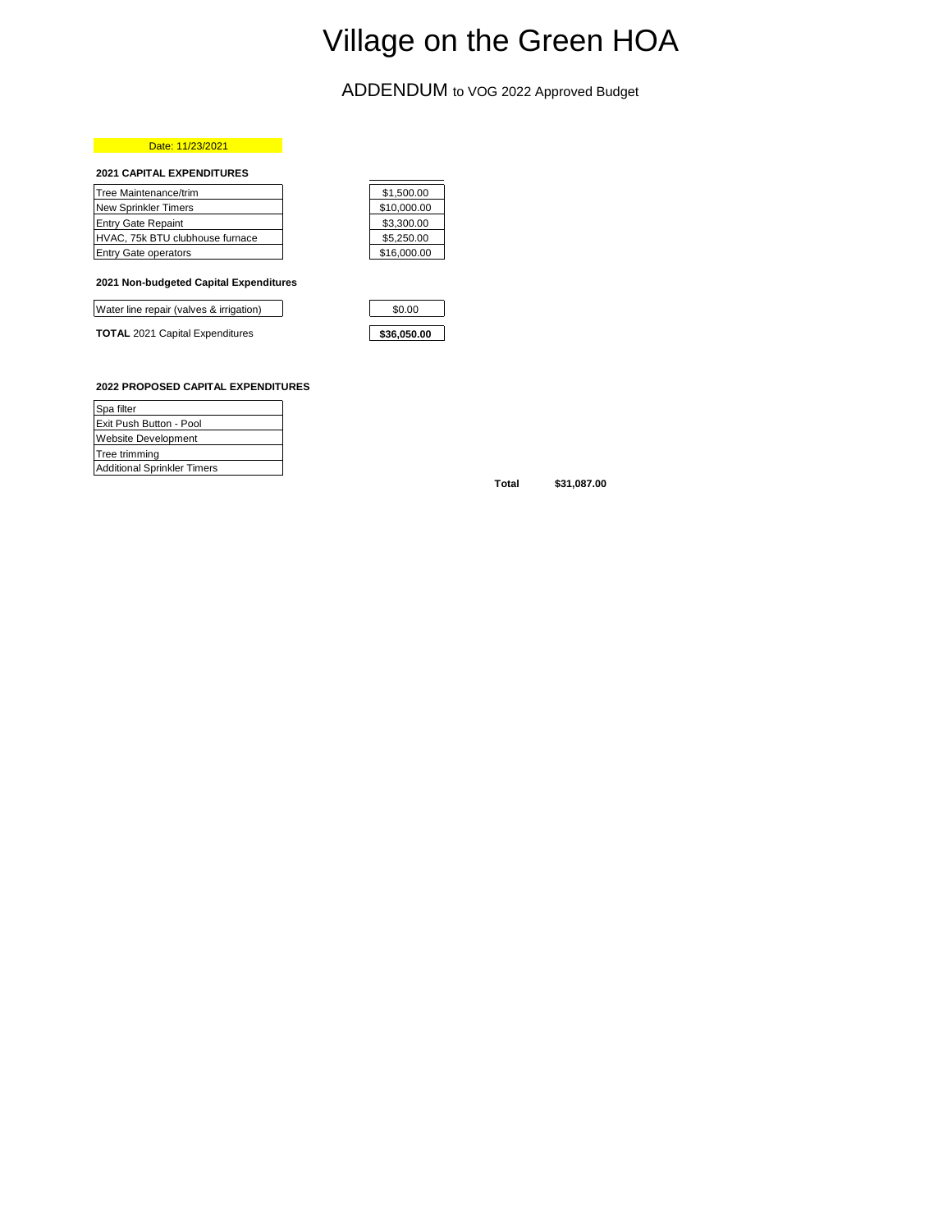# Village on the Green HOA

## ADDENDUM to VOG 2022 Approved Budget

Date: 11/23/2021

**2021 CAPITAL EXPENDITURES**

| | |
|---|---|
| Tree Maintenance/trim | $1,500.00 |
| New Sprinkler Timers | $10,000.00 |
| Entry Gate Repaint | $3,300.00 |
| HVAC, 75k BTU clubhouse furnace | $5,250.00 |
| Entry Gate operators | $16,000.00 |

**2021 Non-budgeted Capital Expenditures**

| | |
|---|---|
| Water line repair (valves & irrigation) | $0.00 |
| **TOTAL** 2021 Capital Expenditures | **$36,050.00** |

**2022 PROPOSED CAPITAL EXPENDITURES**

| |
|---|
| Spa filter |
| Exit Push Button - Pool |
| Website Development |
| Tree trimming |
| Additional Sprinkler Timers |

**Total** **$31,087.00**